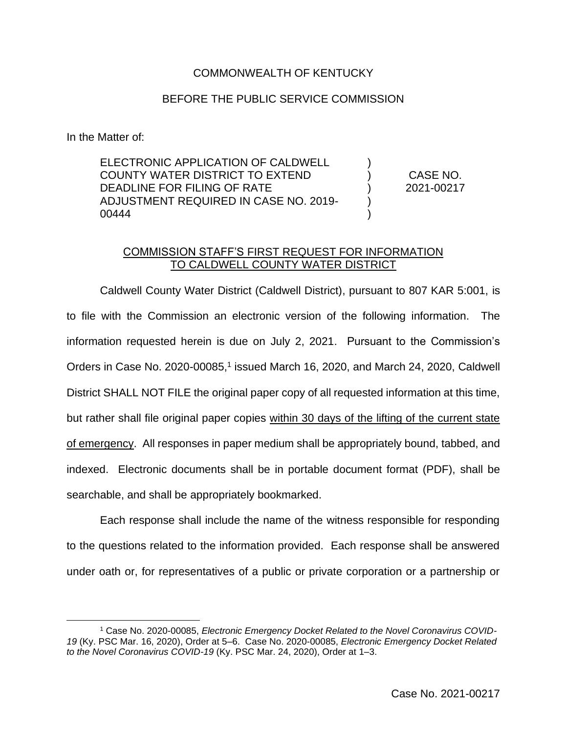COMMONWEALTH OF KENTUCKY

BEFORE THE PUBLIC SERVICE COMMISSION

In the Matter of:

| | | |
|---|---|---|
| ELECTRONIC APPLICATION OF CALDWELL COUNTY WATER DISTRICT TO EXTEND DEADLINE FOR FILING OF RATE ADJUSTMENT REQUIRED IN CASE NO. 2019-00444 | ) ) ) ) ) | CASE NO. 2021-00217 |

COMMISSION STAFF'S FIRST REQUEST FOR INFORMATION TO CALDWELL COUNTY WATER DISTRICT

Caldwell County Water District (Caldwell District), pursuant to 807 KAR 5:001, is to file with the Commission an electronic version of the following information. The information requested herein is due on July 2, 2021. Pursuant to the Commission's Orders in Case No. 2020-00085,[1] issued March 16, 2020, and March 24, 2020, Caldwell District SHALL NOT FILE the original paper copy of all requested information at this time, but rather shall file original paper copies within 30 days of the lifting of the current state of emergency. All responses in paper medium shall be appropriately bound, tabbed, and indexed. Electronic documents shall be in portable document format (PDF), shall be searchable, and shall be appropriately bookmarked.

Each response shall include the name of the witness responsible for responding to the questions related to the information provided. Each response shall be answered under oath or, for representatives of a public or private corporation or a partnership or

[1] Case No. 2020-00085, *Electronic Emergency Docket Related to the Novel Coronavirus COVID-19* (Ky. PSC Mar. 16, 2020), Order at 5–6. Case No. 2020-00085, *Electronic Emergency Docket Related to the Novel Coronavirus COVID-19* (Ky. PSC Mar. 24, 2020), Order at 1–3.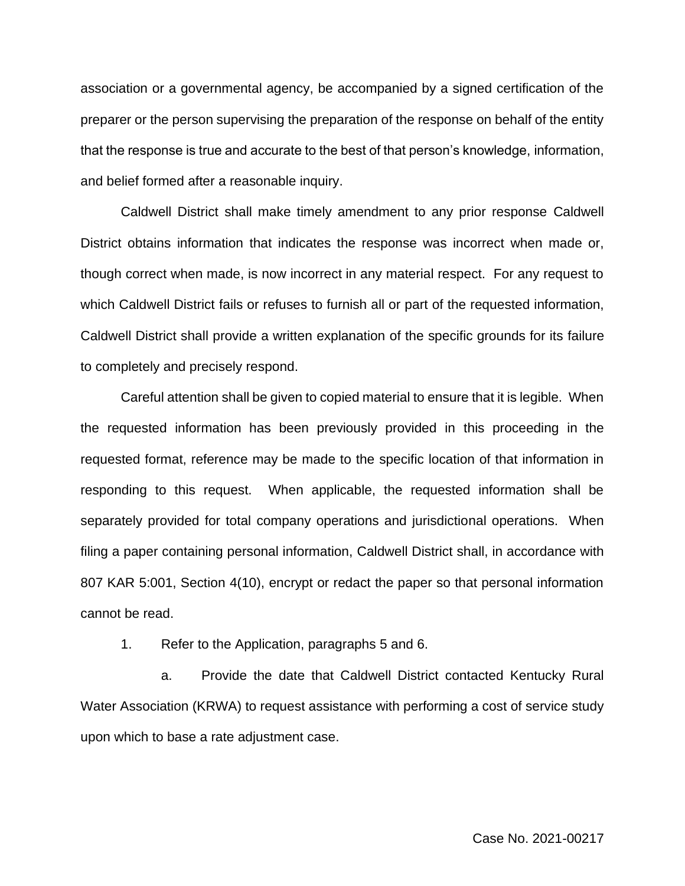association or a governmental agency, be accompanied by a signed certification of the preparer or the person supervising the preparation of the response on behalf of the entity that the response is true and accurate to the best of that person's knowledge, information, and belief formed after a reasonable inquiry.

Caldwell District shall make timely amendment to any prior response Caldwell District obtains information that indicates the response was incorrect when made or, though correct when made, is now incorrect in any material respect. For any request to which Caldwell District fails or refuses to furnish all or part of the requested information, Caldwell District shall provide a written explanation of the specific grounds for its failure to completely and precisely respond.

Careful attention shall be given to copied material to ensure that it is legible. When the requested information has been previously provided in this proceeding in the requested format, reference may be made to the specific location of that information in responding to this request. When applicable, the requested information shall be separately provided for total company operations and jurisdictional operations. When filing a paper containing personal information, Caldwell District shall, in accordance with 807 KAR 5:001, Section 4(10), encrypt or redact the paper so that personal information cannot be read.

1. Refer to the Application, paragraphs 5 and 6.

   a. Provide the date that Caldwell District contacted Kentucky Rural Water Association (KRWA) to request assistance with performing a cost of service study upon which to base a rate adjustment case.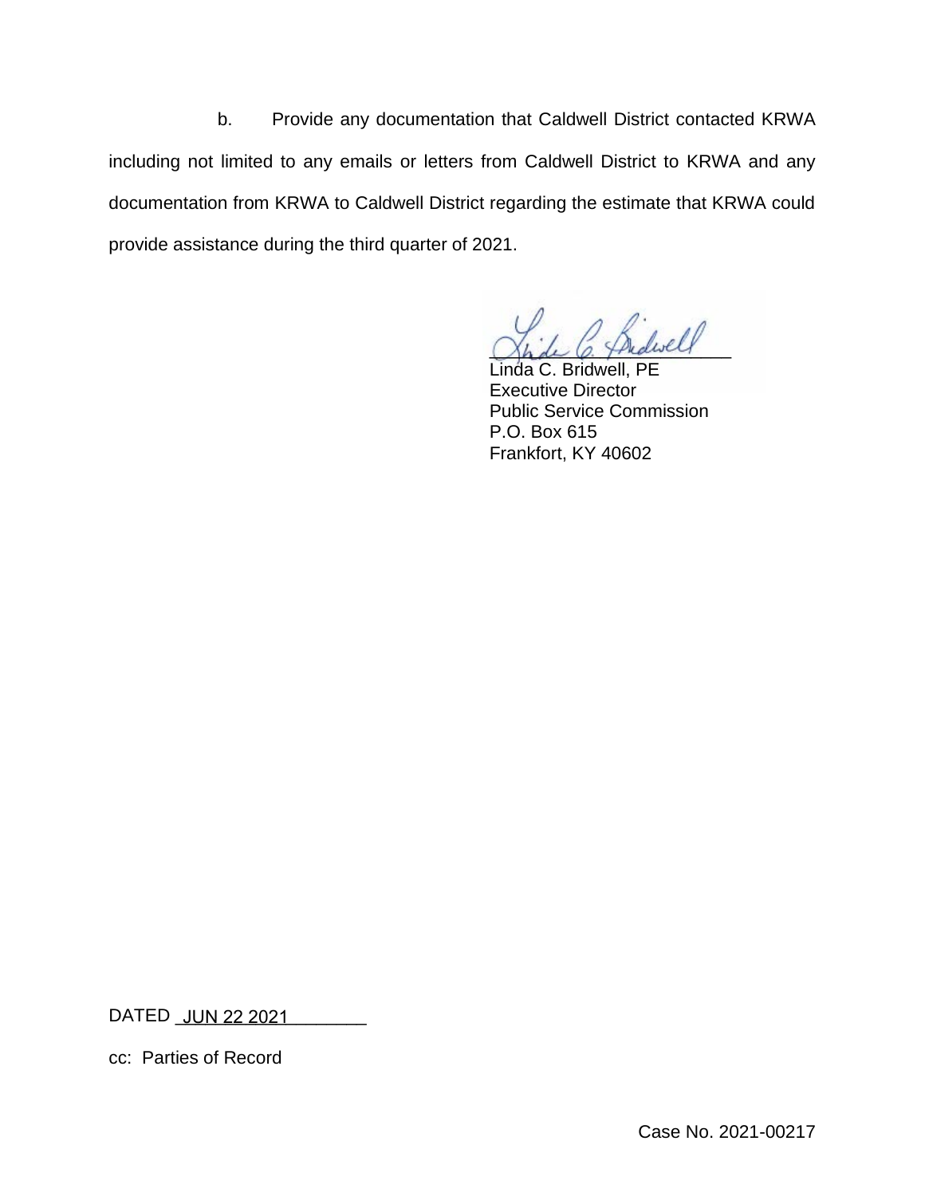b. Provide any documentation that Caldwell District contacted KRWA including not limited to any emails or letters from Caldwell District to KRWA and any documentation from KRWA to Caldwell District regarding the estimate that KRWA could provide assistance during the third quarter of 2021.

Linda C. Bridwell, PE
Executive Director
Public Service Commission
P.O. Box 615
Frankfort, KY 40602

DATED JUN 22 2021

cc: Parties of Record

Case No. 2021-00217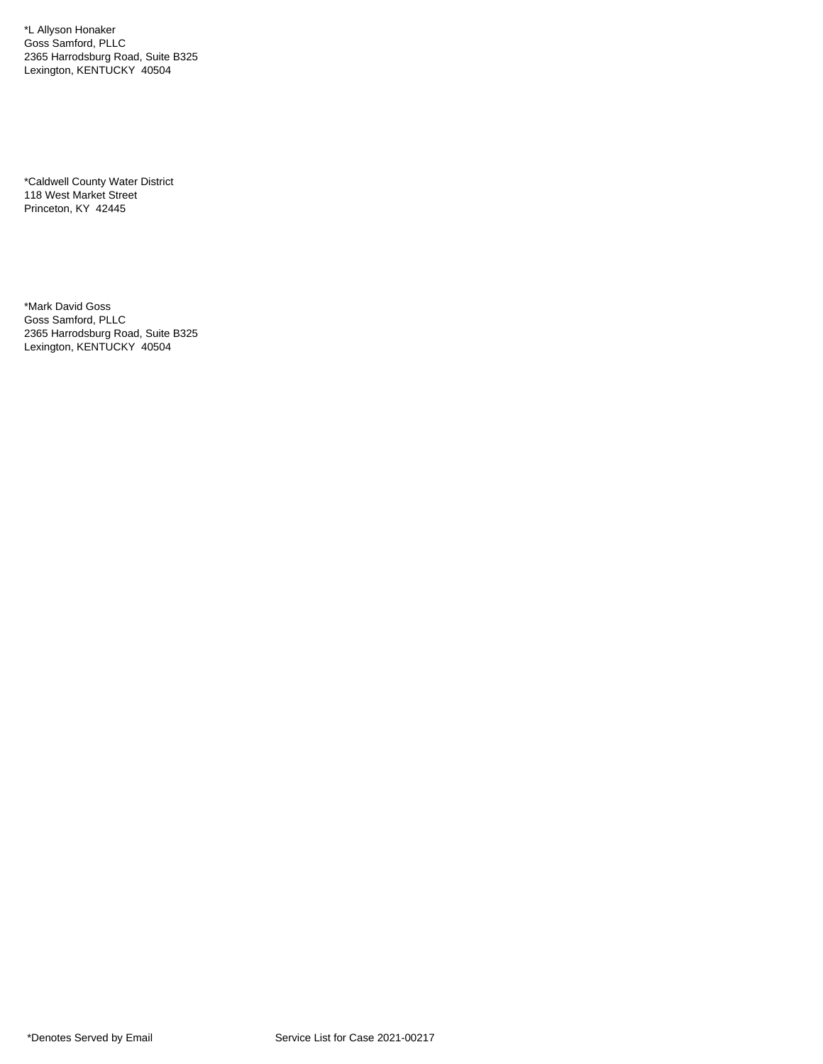*L Allyson Honaker
Goss Samford, PLLC
2365 Harrodsburg Road, Suite B325
Lexington, KENTUCKY  40504

*Caldwell County Water District
118 West Market Street
Princeton, KY  42445

*Mark David Goss
Goss Samford, PLLC
2365 Harrodsburg Road, Suite B325
Lexington, KENTUCKY  40504

*Denotes Served by Email

Service List for Case 2021-00217